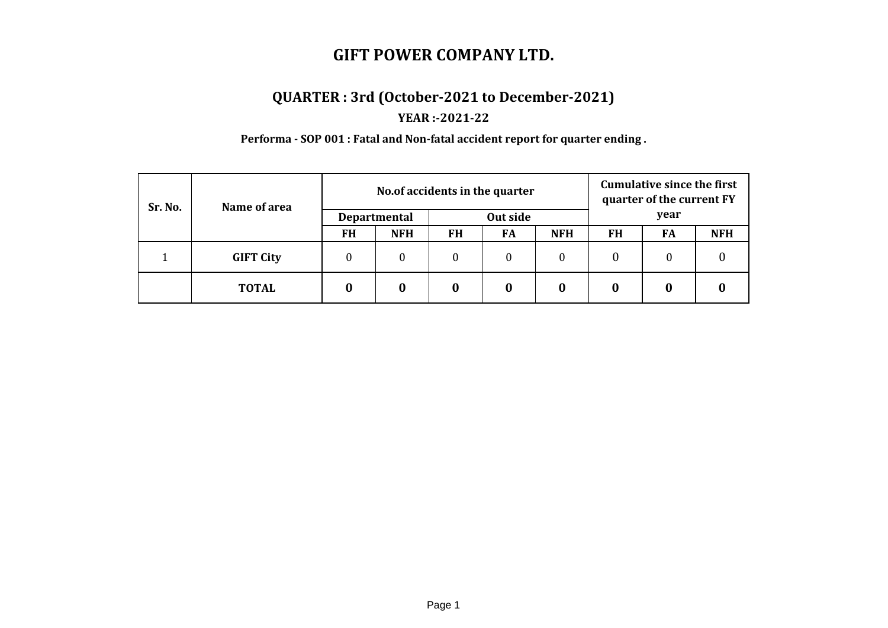# GIFT POWER COMPANY LTD.

## QUARTER : 3rd (October-2021 to December-2021)

**YEAR :-2021-22**

**Performa - SOP 001 : Fatal and Non-fatal accident report for quarter ending .**

| Sr. No. | Name of area | No.of accidents in the quarter | | | | | Cumulative since the first quarter of the current FY year | | |
|---|---|---|---|---|---|---|---|---|---|
| | | Departmental | | Out side | | | | | |
| | | FH | NFH | FH | FA | NFH | FH | FA | NFH |
| 1 | **GIFT City** | 0 | 0 | 0 | 0 | 0 | 0 | 0 | 0 |
| | **TOTAL** | **0** | **0** | **0** | **0** | **0** | **0** | **0** | **0** |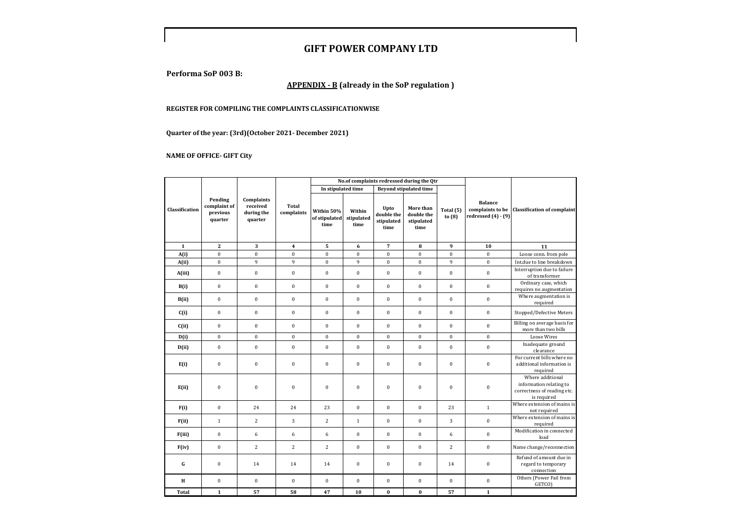# GIFT POWER COMPANY LTD

**Performa SoP 003 B:**

**APPENDIX - B (already in the SoP regulation )**

**REGISTER FOR COMPILING THE COMPLAINTS CLASSIFICATIONWISE**

**Quarter of the year: (3rd)(October 2021- December 2021)**

**NAME OF OFFICE- GIFT City**

| Classification | Pending complaint of previous quarter | Complaints received during the quarter | Total complaints | No.of complaints redressed during the Qtr | | | | | Balance complaints to be redressed (4) - (9) | Classification of complaint |
|---|---|---|---|---|---|---|---|---|---|---|
| | | | | In stipulated time | | Beyond stipulated time | | | | |
| | | | | Within 50% of stipulated time | Within stipulated time | Upto double the stipulated time | More than double the stipulated time | Total (5) to (8) | | |
| 1 | 2 | 3 | 4 | 5 | 6 | 7 | 8 | 9 | 10 | 11 |
| A(i) | 0 | 0 | 0 | 0 | 0 | 0 | 0 | 0 | 0 | Loose conn. from pole |
| A(ii) | 0 | 9 | 9 | 0 | 9 | 0 | 0 | 9 | 0 | Int.due to line breakdown |
| A(iii) | 0 | 0 | 0 | 0 | 0 | 0 | 0 | 0 | 0 | Interruption due to failure of transformer |
| B(i) | 0 | 0 | 0 | 0 | 0 | 0 | 0 | 0 | 0 | Ordinary case, which requires no augmentation |
| B(ii) | 0 | 0 | 0 | 0 | 0 | 0 | 0 | 0 | 0 | Where augmentation is required |
| C(i) | 0 | 0 | 0 | 0 | 0 | 0 | 0 | 0 | 0 | Stopped/Defective Meters |
| C(ii) | 0 | 0 | 0 | 0 | 0 | 0 | 0 | 0 | 0 | Billing on average basis for more than two bills |
| D(i) | 0 | 0 | 0 | 0 | 0 | 0 | 0 | 0 | 0 | Loose Wires |
| D(ii) | 0 | 0 | 0 | 0 | 0 | 0 | 0 | 0 | 0 | Inadequate ground clearance |
| E(i) | 0 | 0 | 0 | 0 | 0 | 0 | 0 | 0 | 0 | For current bills where no additional information is required |
| E(ii) | 0 | 0 | 0 | 0 | 0 | 0 | 0 | 0 | 0 | Where additional information relating to correctness of reading etc. is required |
| F(i) | 0 | 24 | 24 | 23 | 0 | 0 | 0 | 23 | 1 | Where extension of mains is not required |
| F(ii) | 1 | 2 | 3 | 2 | 1 | 0 | 0 | 3 | 0 | Where extension of mains is required |
| F(iii) | 0 | 6 | 6 | 6 | 0 | 0 | 0 | 6 | 0 | Modification in connected load |
| F(iv) | 0 | 2 | 2 | 2 | 0 | 0 | 0 | 2 | 0 | Name change/reconnection |
| G | 0 | 14 | 14 | 14 | 0 | 0 | 0 | 14 | 0 | Refund of amount due in regard to temporary connection |
| H | 0 | 0 | 0 | 0 | 0 | 0 | 0 | 0 | 0 | Others (Power Fail from GETCO) |
| **Total** | **1** | **57** | **58** | **47** | **10** | **0** | **0** | **57** | **1** | |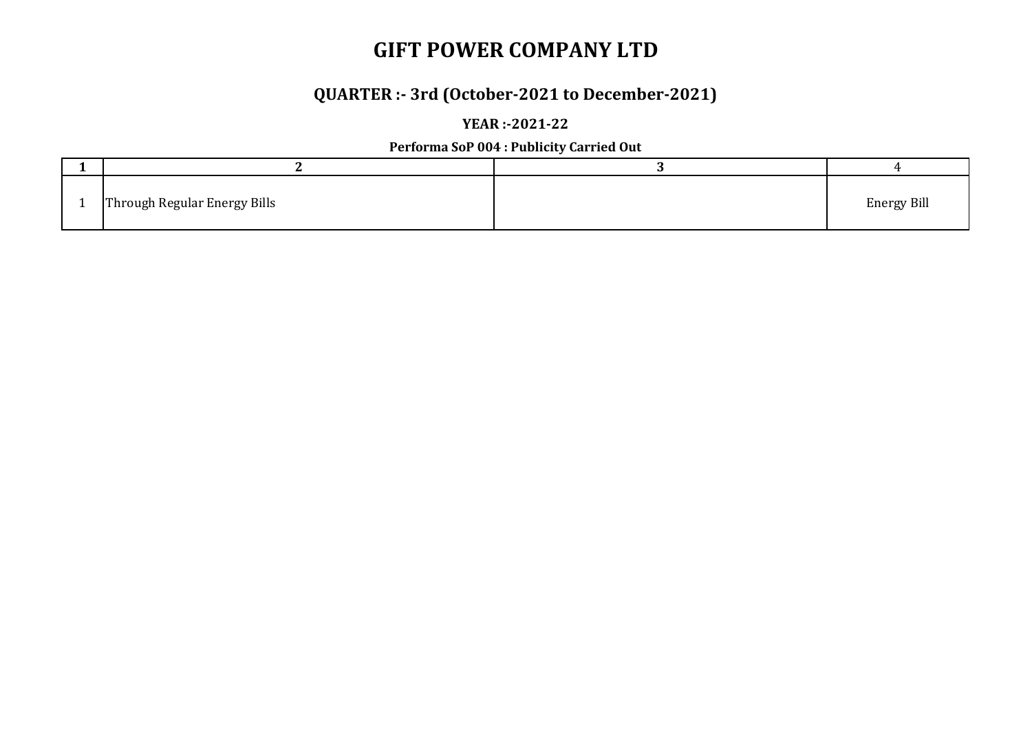# GIFT POWER COMPANY LTD

## QUARTER :- 3rd (October-2021 to December-2021)

### YEAR :-2021-22

**Performa SoP 004 : Publicity Carried Out**

| 1 | 2 | 3 | 4 |
|---|---|---|---|
| 1 | Through Regular Energy Bills | | Energy Bill |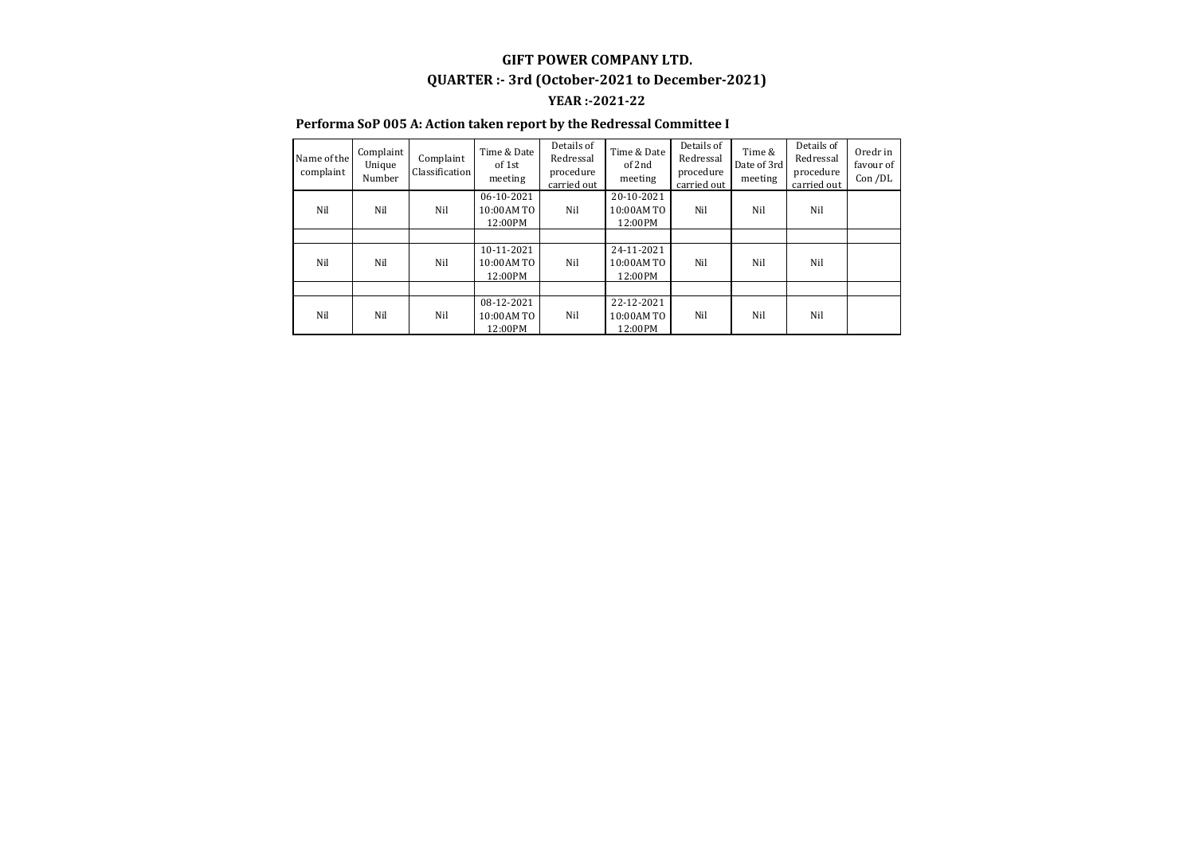**GIFT POWER COMPANY LTD.**

**QUARTER :- 3rd (October-2021 to December-2021)**

**YEAR :-2021-22**

**Performa SoP 005 A: Action taken report by the Redressal Committee I**

| Name of the complaint | Complaint Unique Number | Complaint Classification | Time & Date of 1st meeting | Details of Redressal procedure carried out | Time & Date of 2nd meeting | Details of Redressal procedure carried out | Time & Date of 3rd meeting | Details of Redressal procedure carried out | Oredr in favour of Con /DL |
|---|---|---|---|---|---|---|---|---|---|
| Nil | Nil | Nil | 06-10-2021 10:00AM TO 12:00PM | Nil | 20-10-2021 10:00AM TO 12:00PM | Nil | Nil | Nil | |
| | | | | | | | | | |
| Nil | Nil | Nil | 10-11-2021 10:00AM TO 12:00PM | Nil | 24-11-2021 10:00AM TO 12:00PM | Nil | Nil | Nil | |
| | | | | | | | | | |
| Nil | Nil | Nil | 08-12-2021 10:00AM TO 12:00PM | Nil | 22-12-2021 10:00AM TO 12:00PM | Nil | Nil | Nil | |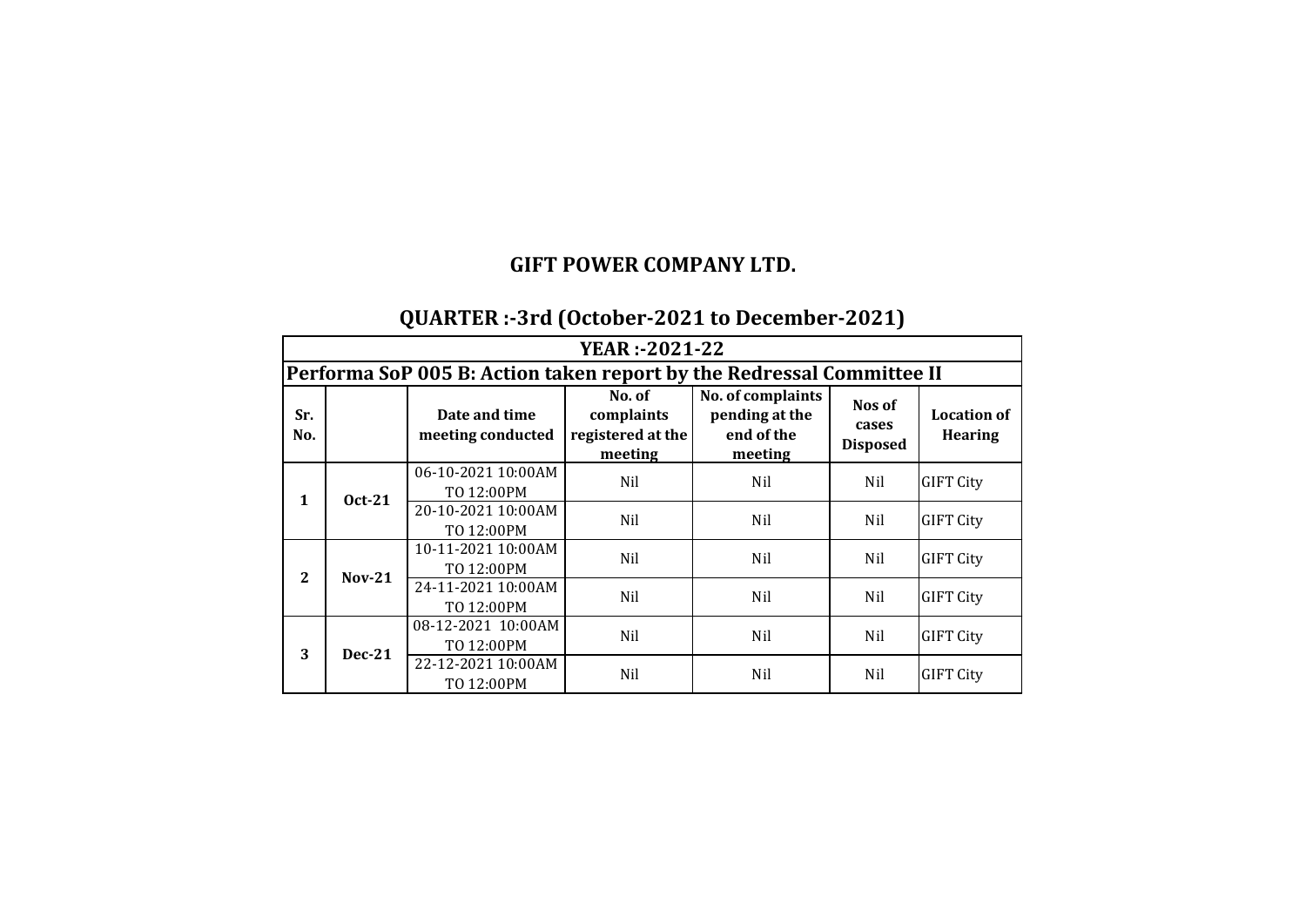# GIFT POWER COMPANY LTD.

## QUARTER :-3rd (October-2021 to December-2021)

| YEAR :-2021-22 | | | | | | |
|---|---|---|---|---|---|---|
| **Performa SoP 005 B: Action taken report by the Redressal Committee II** | | | | | | |
| **Sr. No.** | | **Date and time meeting conducted** | **No. of complaints registered at the meeting** | **No. of complaints pending at the end of the meeting** | **Nos of cases Disposed** | **Location of Hearing** |
| **1** | **Oct-21** | 06-10-2021 10:00AM TO 12:00PM | Nil | Nil | Nil | GIFT City |
| | | 20-10-2021 10:00AM TO 12:00PM | Nil | Nil | Nil | GIFT City |
| **2** | **Nov-21** | 10-11-2021 10:00AM TO 12:00PM | Nil | Nil | Nil | GIFT City |
| | | 24-11-2021 10:00AM TO 12:00PM | Nil | Nil | Nil | GIFT City |
| **3** | **Dec-21** | 08-12-2021 10:00AM TO 12:00PM | Nil | Nil | Nil | GIFT City |
| | | 22-12-2021 10:00AM TO 12:00PM | Nil | Nil | Nil | GIFT City |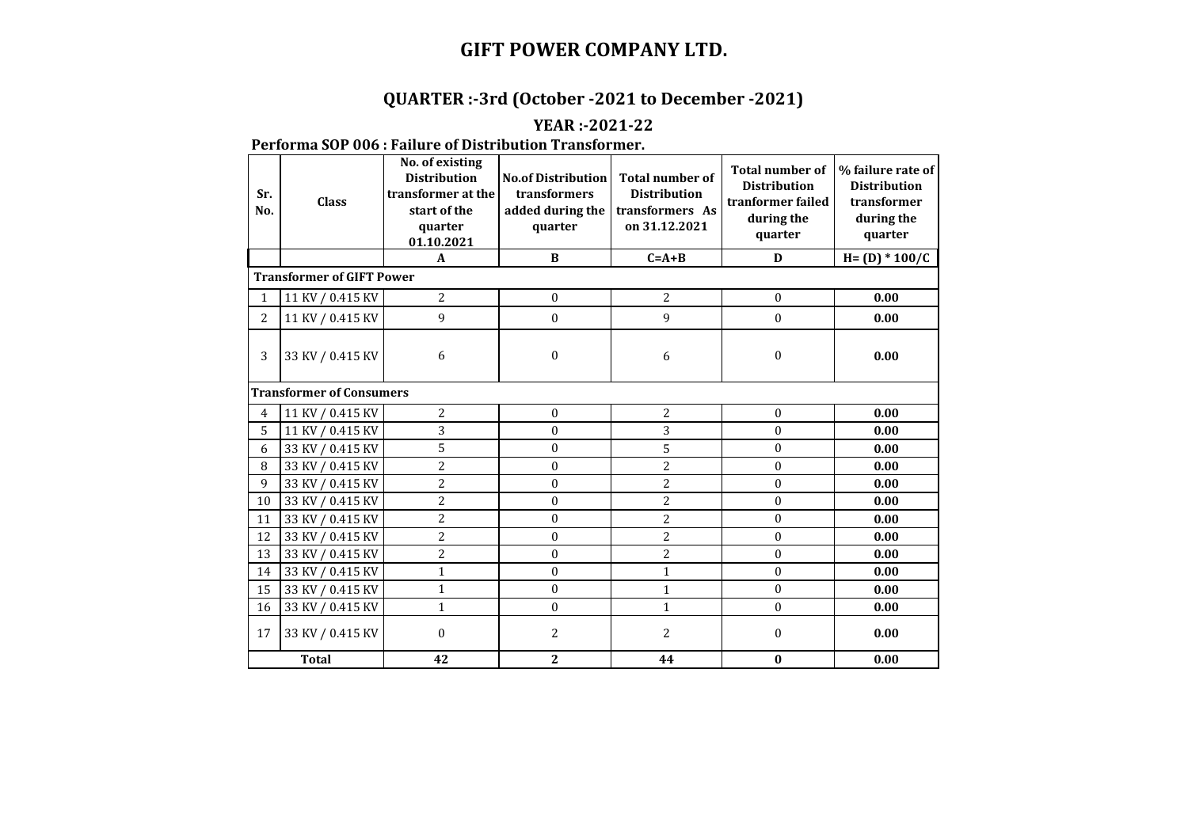# GIFT POWER COMPANY LTD.

## QUARTER :-3rd (October -2021 to December -2021)

### YEAR :-2021-22

**Performa SOP 006 : Failure of Distribution Transformer.**

| Sr. No. | Class | No. of existing Distribution transformer at the start of the quarter 01.10.2021 | No.of Distribution transformers added during the quarter | Total number of Distribution transformers As on 31.12.2021 | Total number of Distribution tranformer failed during the quarter | % failure rate of Distribution transformer during the quarter |
|---|---|---|---|---|---|---|
| | | A | B | C=A+B | D | H= (D) * 100/C |
| **Transformer of GIFT Power** | | | | | | |
| 1 | 11 KV / 0.415 KV | 2 | 0 | 2 | 0 | **0.00** |
| 2 | 11 KV / 0.415 KV | 9 | 0 | 9 | 0 | **0.00** |
| 3 | 33 KV / 0.415 KV | 6 | 0 | 6 | 0 | **0.00** |
| **Transformer of Consumers** | | | | | | |
| 4 | 11 KV / 0.415 KV | 2 | 0 | 2 | 0 | **0.00** |
| 5 | 11 KV / 0.415 KV | 3 | 0 | 3 | 0 | **0.00** |
| 6 | 33 KV / 0.415 KV | 5 | 0 | 5 | 0 | **0.00** |
| 8 | 33 KV / 0.415 KV | 2 | 0 | 2 | 0 | **0.00** |
| 9 | 33 KV / 0.415 KV | 2 | 0 | 2 | 0 | **0.00** |
| 10 | 33 KV / 0.415 KV | 2 | 0 | 2 | 0 | **0.00** |
| 11 | 33 KV / 0.415 KV | 2 | 0 | 2 | 0 | **0.00** |
| 12 | 33 KV / 0.415 KV | 2 | 0 | 2 | 0 | **0.00** |
| 13 | 33 KV / 0.415 KV | 2 | 0 | 2 | 0 | **0.00** |
| 14 | 33 KV / 0.415 KV | 1 | 0 | 1 | 0 | **0.00** |
| 15 | 33 KV / 0.415 KV | 1 | 0 | 1 | 0 | **0.00** |
| 16 | 33 KV / 0.415 KV | 1 | 0 | 1 | 0 | **0.00** |
| 17 | 33 KV / 0.415 KV | 0 | 2 | 2 | 0 | **0.00** |
| **Total** | | **42** | **2** | **44** | **0** | **0.00** |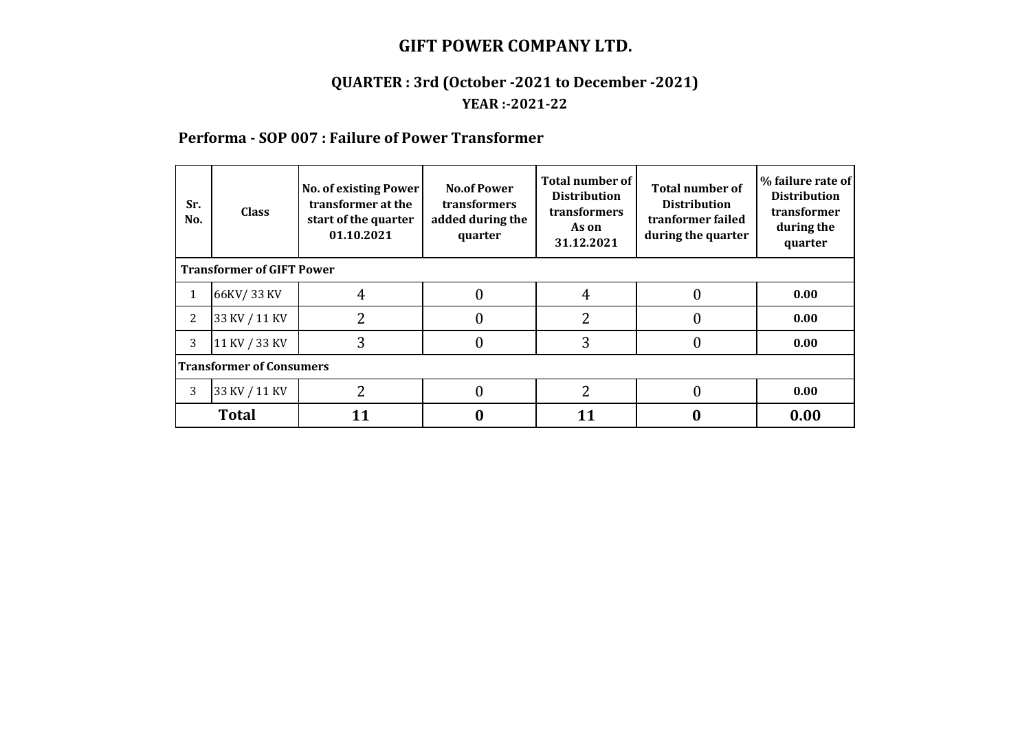# GIFT POWER COMPANY LTD.

## QUARTER : 3rd (October -2021 to December -2021)

### YEAR :-2021-22

### Performa - SOP 007 : Failure of Power Transformer

| Sr. No. | Class | No. of existing Power transformer at the start of the quarter 01.10.2021 | No.of Power transformers added during the quarter | Total number of Distribution transformers As on 31.12.2021 | Total number of Distribution tranformer failed during the quarter | % failure rate of Distribution transformer during the quarter |
|---|---|---|---|---|---|---|
| **Transformer of GIFT Power** | | | | | | |
| 1 | 66KV/ 33 KV | 4 | 0 | 4 | 0 | **0.00** |
| 2 | 33 KV / 11 KV | 2 | 0 | 2 | 0 | **0.00** |
| 3 | 11 KV / 33 KV | 3 | 0 | 3 | 0 | **0.00** |
| **Transformer of Consumers** | | | | | | |
| 3 | 33 KV / 11 KV | 2 | 0 | 2 | 0 | **0.00** |
| **Total** | | **11** | **0** | **11** | **0** | **0.00** |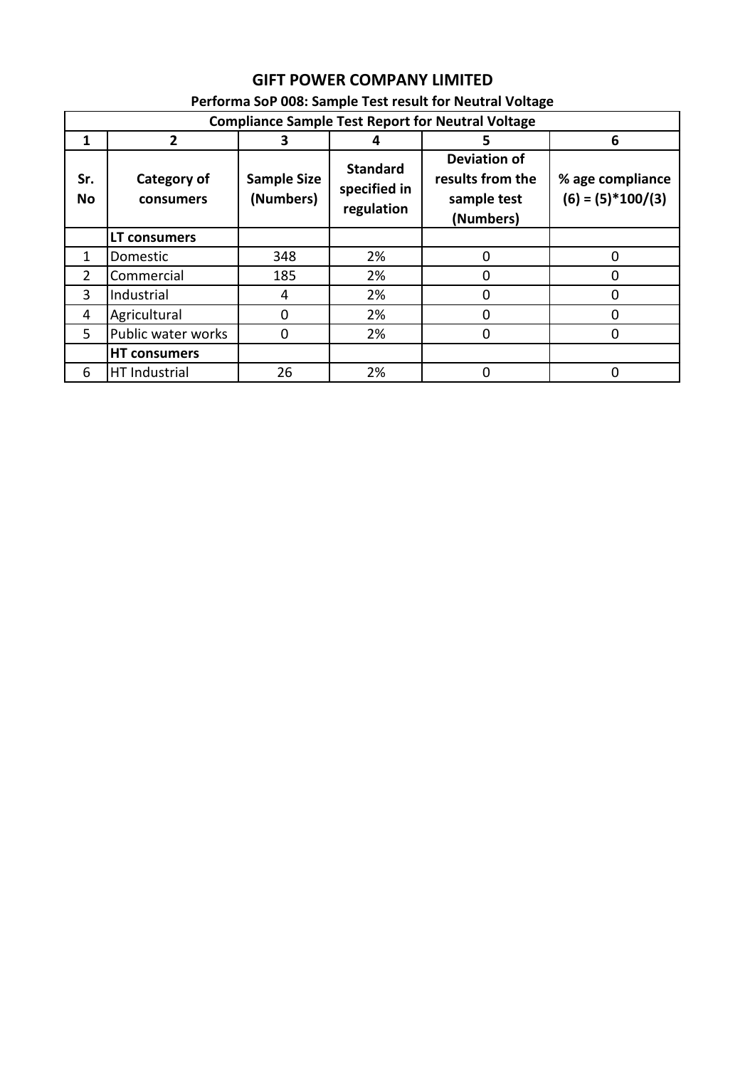# GIFT POWER COMPANY LIMITED

## Performa SoP 008: Sample Test result for Neutral Voltage

| Compliance Sample Test Report for Neutral Voltage | | | | | |
|---|---|---|---|---|---|
| 1 | 2 | 3 | 4 | 5 | 6 |
| Sr. No | Category of consumers | Sample Size (Numbers) | Standard specified in regulation | Deviation of results from the sample test (Numbers) | % age compliance (6) = (5)*100/(3) |
| | **LT consumers** | | | | |
| 1 | Domestic | 348 | 2% | 0 | 0 |
| 2 | Commercial | 185 | 2% | 0 | 0 |
| 3 | Industrial | 4 | 2% | 0 | 0 |
| 4 | Agricultural | 0 | 2% | 0 | 0 |
| 5 | Public water works | 0 | 2% | 0 | 0 |
| | **HT consumers** | | | | |
| 6 | HT Industrial | 26 | 2% | 0 | 0 |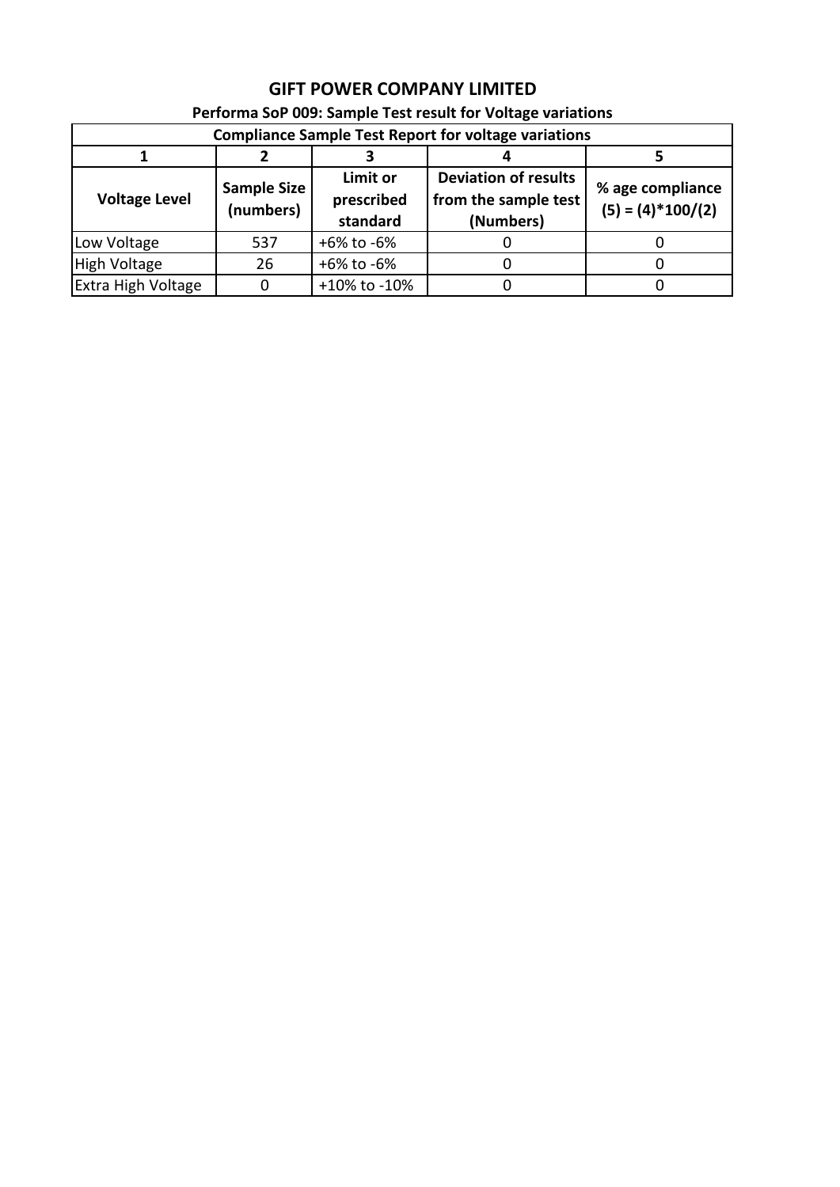# GIFT POWER COMPANY LIMITED

## Performa SoP 009: Sample Test result for Voltage variations

| Compliance Sample Test Report for voltage variations | | | | |
|---|---|---|---|---|
| 1 | 2 | 3 | 4 | 5 |
| **Voltage Level** | **Sample Size (numbers)** | **Limit or prescribed standard** | **Deviation of results from the sample test (Numbers)** | **% age compliance (5) = (4)*100/(2)** |
| Low Voltage | 537 | +6% to -6% | 0 | 0 |
| High Voltage | 26 | +6% to -6% | 0 | 0 |
| Extra High Voltage | 0 | +10% to -10% | 0 | 0 |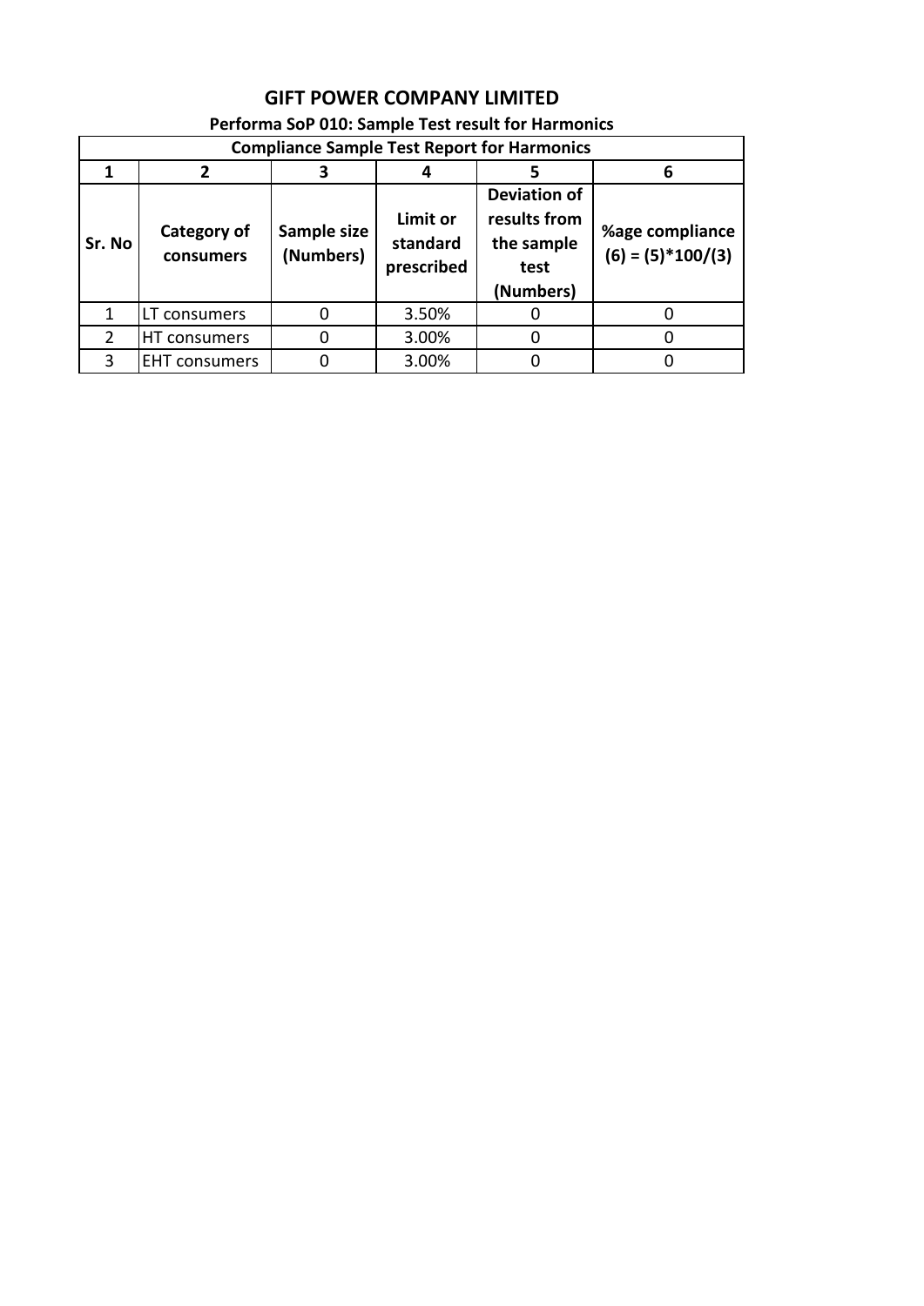# GIFT POWER COMPANY LIMITED

## Performa SoP 010: Sample Test result for Harmonics

| Compliance Sample Test Report for Harmonics | | | | | |
|---|---|---|---|---|---|
| **1** | **2** | **3** | **4** | **5** | **6** |
| **Sr. No** | **Category of consumers** | **Sample size (Numbers)** | **Limit or standard prescribed** | **Deviation of results from the sample test (Numbers)** | **%age compliance (6) = (5)*100/(3)** |
| 1 | LT consumers | 0 | 3.50% | 0 | 0 |
| 2 | HT consumers | 0 | 3.00% | 0 | 0 |
| 3 | EHT consumers | 0 | 3.00% | 0 | 0 |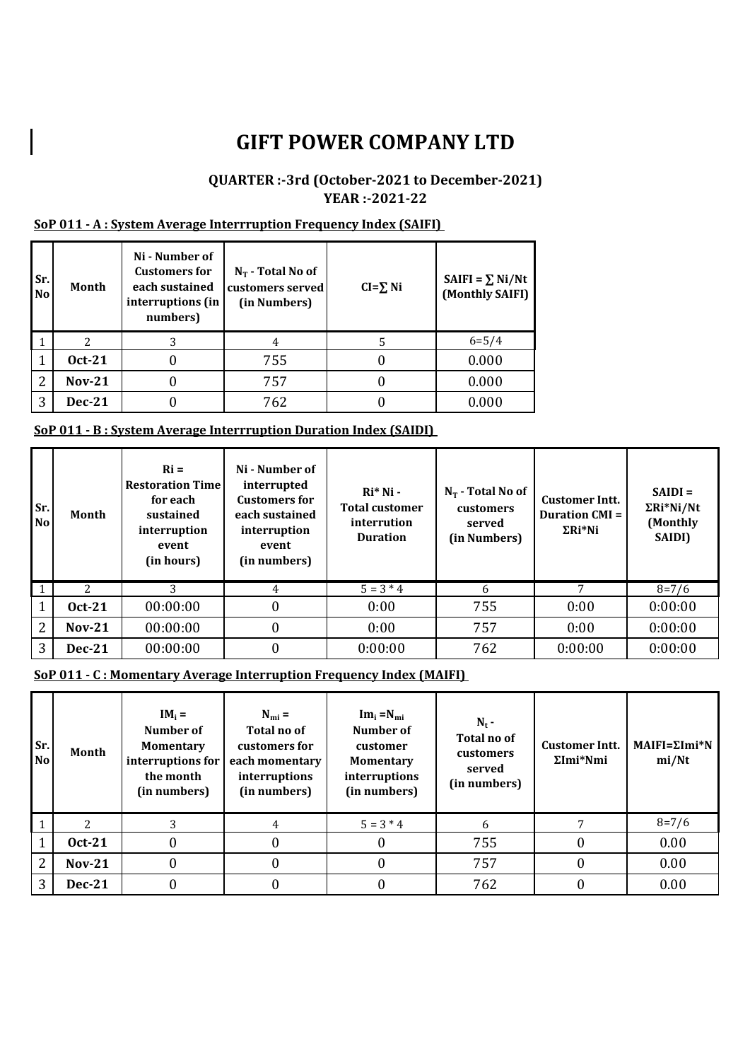# GIFT POWER COMPANY LTD

### QUARTER :-3rd (October-2021 to December-2021)
### YEAR :-2021-22

**SoP 011 - A : System Average Interrruption Frequency Index (SAIFI)**

| Sr. No | Month | Ni - Number of Customers for each sustained interruptions (in numbers) | $N_T$ - Total No of customers served (in Numbers) | CI=∑ Ni | SAIFI = ∑ Ni/Nt (Monthly SAIFI) |
|---|---|---|---|---|---|
| 1 | 2 | 3 | 4 | 5 | 6=5/4 |
| 1 | Oct-21 | 0 | 755 | 0 | 0.000 |
| 2 | Nov-21 | 0 | 757 | 0 | 0.000 |
| 3 | Dec-21 | 0 | 762 | 0 | 0.000 |

**SoP 011 - B : System Average Interrruption Duration Index (SAIDI)**

| Sr. No | Month | Ri = Restoration Time for each sustained interruption event (in hours) | Ni - Number of interrupted Customers for each sustained interruption event (in numbers) | Ri* Ni - Total customer interrution Duration | $N_T$ - Total No of customers served (in Numbers) | Customer Intt. Duration CMI = ΣRi*Ni | SAIDI = ΣRi*Ni/Nt (Monthly SAIDI) |
|---|---|---|---|---|---|---|---|
| 1 | 2 | 3 | 4 | 5 = 3 * 4 | 6 | 7 | 8=7/6 |
| 1 | Oct-21 | 00:00:00 | 0 | 0:00 | 755 | 0:00 | 0:00:00 |
| 2 | Nov-21 | 00:00:00 | 0 | 0:00 | 757 | 0:00 | 0:00:00 |
| 3 | Dec-21 | 00:00:00 | 0 | 0:00:00 | 762 | 0:00:00 | 0:00:00 |

**SoP 011 - C : Momentary Average Interruption Frequency Index (MAIFI)**

| Sr. No | Month | $IM_i$ = Number of Momentary interruptions for the month (in numbers) | $N_{mi}$ = Total no of customers for each momentary interruptions (in numbers) | $Im_i = N_{mi}$ Number of customer Momentary interruptions (in numbers) | $N_t$ - Total no of customers served (in numbers) | Customer Intt. ΣImi*Nmi | MAIFI=ΣImi*Nmi/Nt |
|---|---|---|---|---|---|---|---|
| 1 | 2 | 3 | 4 | 5 = 3 * 4 | 6 | 7 | 8=7/6 |
| 1 | Oct-21 | 0 | 0 | 0 | 755 | 0 | 0.00 |
| 2 | Nov-21 | 0 | 0 | 0 | 757 | 0 | 0.00 |
| 3 | Dec-21 | 0 | 0 | 0 | 762 | 0 | 0.00 |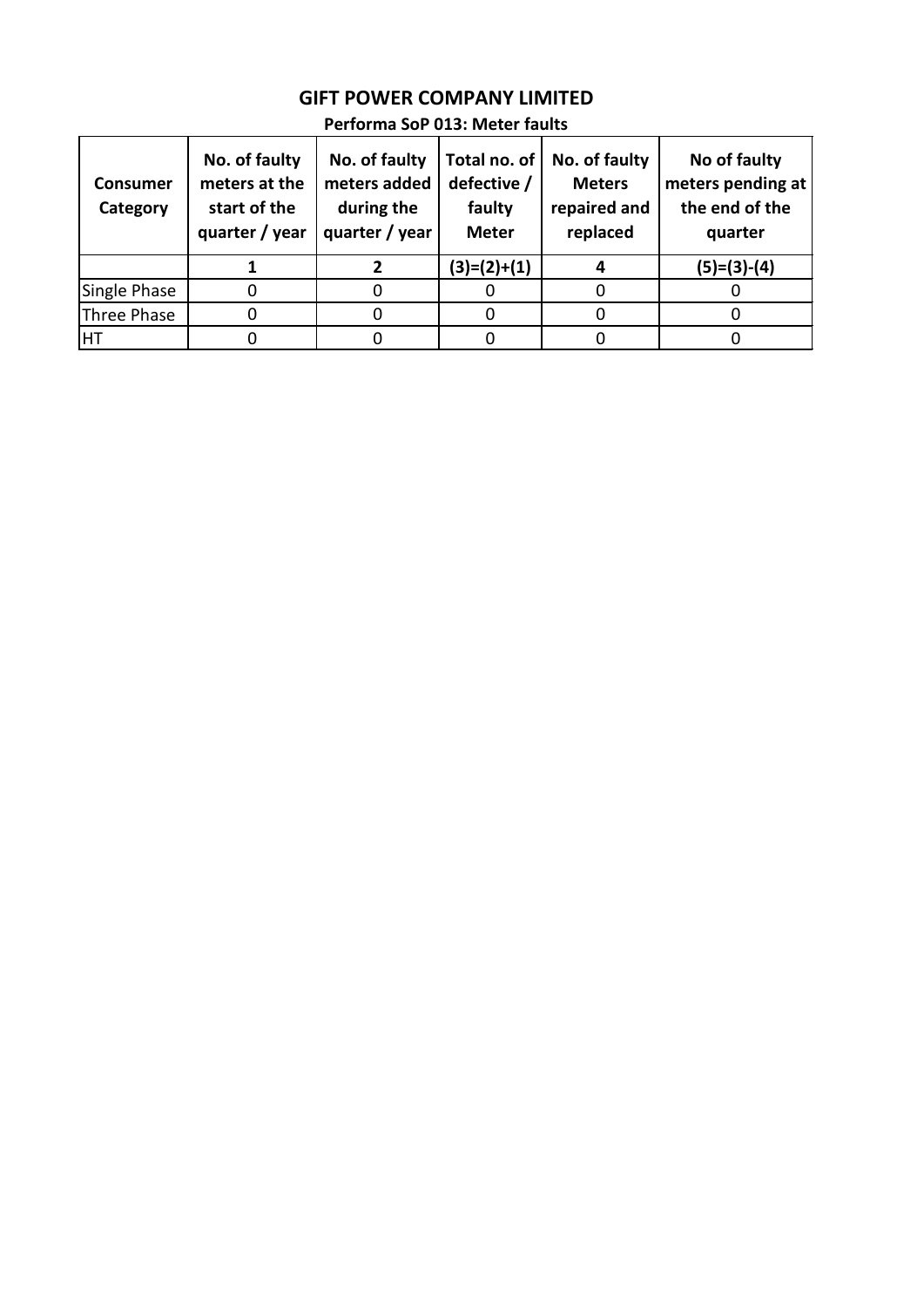# GIFT POWER COMPANY LIMITED

**Performa SoP 013: Meter faults**

| Consumer Category | No. of faulty meters at the start of the quarter / year | No. of faulty meters added during the quarter / year | Total no. of defective / faulty Meter | No. of faulty Meters repaired and replaced | No of faulty meters pending at the end of the quarter |
|---|---|---|---|---|---|
| | 1 | 2 | (3)=(2)+(1) | 4 | (5)=(3)-(4) |
| Single Phase | 0 | 0 | 0 | 0 | 0 |
| Three Phase | 0 | 0 | 0 | 0 | 0 |
| HT | 0 | 0 | 0 | 0 | 0 |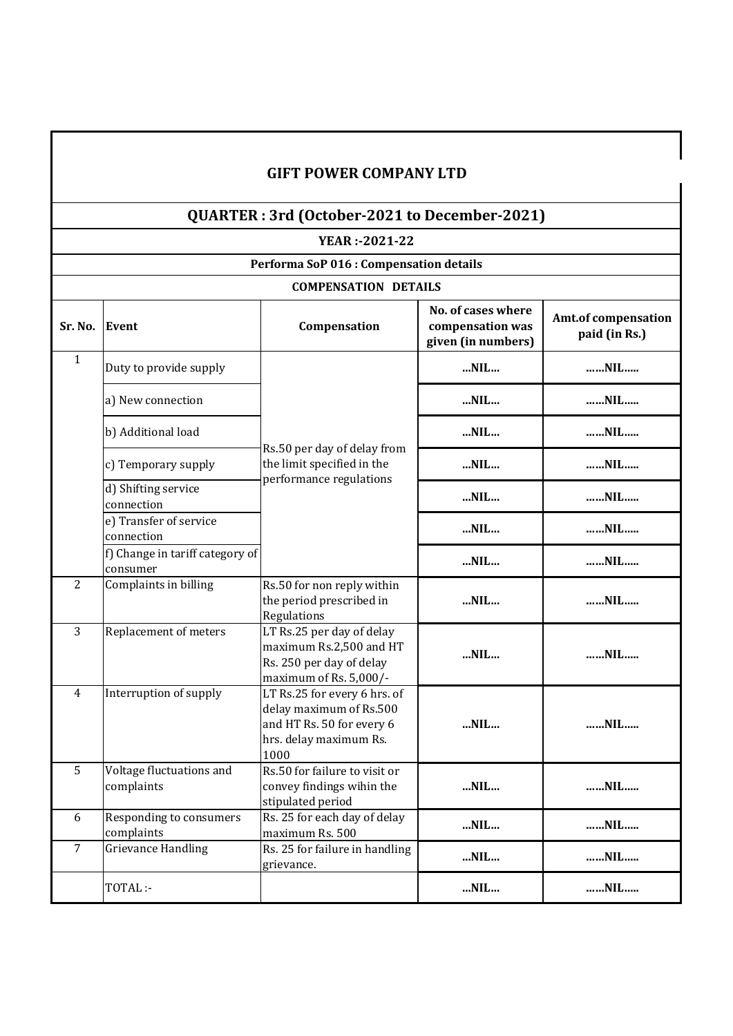## GIFT POWER COMPANY LTD

## QUARTER : 3rd (October-2021 to December-2021)

**YEAR :-2021-22**

**Performa SoP 016 : Compensation details**

**COMPENSATION DETAILS**

| Sr. No. | Event | Compensation | No. of cases where compensation was given (in numbers) | Amt.of compensation paid (in Rs.) |
|---|---|---|---|---|
| 1 | Duty to provide supply | Rs.50 per day of delay from the limit specified in the performance regulations | ...NIL... | ......NIL..... |
| | a) New connection | | ...NIL... | ......NIL..... |
| | b) Additional load | | ...NIL... | ......NIL..... |
| | c) Temporary supply | | ...NIL... | ......NIL..... |
| | d) Shifting service connection | | ...NIL... | ......NIL..... |
| | e) Transfer of service connection | | ...NIL... | ......NIL..... |
| | f) Change in tariff category of consumer | | ...NIL... | ......NIL..... |
| 2 | Complaints in billing | Rs.50 for non reply within the period prescribed in Regulations | ...NIL... | ......NIL..... |
| 3 | Replacement of meters | LT Rs.25 per day of delay maximum Rs.2,500 and HT Rs. 250 per day of delay maximum of Rs. 5,000/- | ...NIL... | ......NIL..... |
| 4 | Interruption of supply | LT Rs.25 for every 6 hrs. of delay maximum of Rs.500 and HT Rs. 50 for every 6 hrs. delay maximum Rs. 1000 | ...NIL... | ......NIL..... |
| 5 | Voltage fluctuations and complaints | Rs.50 for failure to visit or convey findings wihin the stipulated period | ...NIL... | ......NIL..... |
| 6 | Responding to consumers complaints | Rs. 25 for each day of delay maximum Rs. 500 | ...NIL... | ......NIL..... |
| 7 | Grievance Handling | Rs. 25 for failure in handling grievance. | ...NIL... | ......NIL..... |
| | TOTAL :- | | ...NIL... | ......NIL..... |